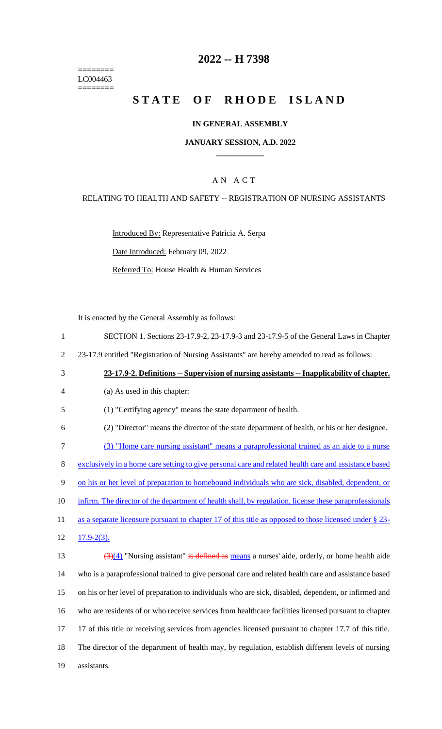========
LC004463
========

# 2022 -- H 7398

# STATE OF RHODE ISLAND

## IN GENERAL ASSEMBLY

### JANUARY SESSION, A.D. 2022

---

## A N A C T

### RELATING TO HEALTH AND SAFETY -- REGISTRATION OF NURSING ASSISTANTS

Introduced By: Representative Patricia A. Serpa

Date Introduced: February 09, 2022

Referred To: House Health & Human Services

It is enacted by the General Assembly as follows:

SECTION 1. Sections 23-17.9-2, 23-17.9-3 and 23-17.9-5 of the General Laws in Chapter 23-17.9 entitled "Registration of Nursing Assistants" are hereby amended to read as follows:

**23-17.9-2. Definitions -- Supervision of nursing assistants -- Inapplicability of chapter.**

(a) As used in this chapter:

(1) "Certifying agency" means the state department of health.

(2) "Director" means the director of the state department of health, or his or her designee.

(3) "Home care nursing assistant" means a paraprofessional trained as an aide to a nurse exclusively in a home care setting to give personal care and related health care and assistance based on his or her level of preparation to homebound individuals who are sick, disabled, dependent, or infirm. The director of the department of health shall, by regulation, license these paraprofessionals as a separate licensure pursuant to chapter 17 of this title as opposed to those licensed under § 23-17.9-2(3).

~~(3)~~(4) "Nursing assistant" ~~is defined as~~ means a nurses' aide, orderly, or home health aide who is a paraprofessional trained to give personal care and related health care and assistance based on his or her level of preparation to individuals who are sick, disabled, dependent, or infirmed and who are residents of or who receive services from healthcare facilities licensed pursuant to chapter 17 of this title or receiving services from agencies licensed pursuant to chapter 17.7 of this title. The director of the department of health may, by regulation, establish different levels of nursing assistants.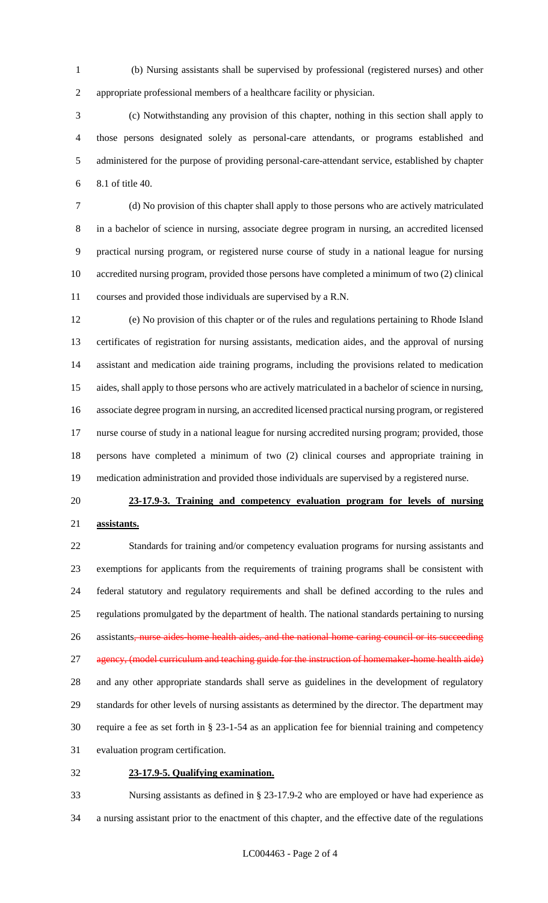(b) Nursing assistants shall be supervised by professional (registered nurses) and other appropriate professional members of a healthcare facility or physician.

(c) Notwithstanding any provision of this chapter, nothing in this section shall apply to those persons designated solely as personal-care attendants, or programs established and administered for the purpose of providing personal-care-attendant service, established by chapter 8.1 of title 40.

(d) No provision of this chapter shall apply to those persons who are actively matriculated in a bachelor of science in nursing, associate degree program in nursing, an accredited licensed practical nursing program, or registered nurse course of study in a national league for nursing accredited nursing program, provided those persons have completed a minimum of two (2) clinical courses and provided those individuals are supervised by a R.N.

(e) No provision of this chapter or of the rules and regulations pertaining to Rhode Island certificates of registration for nursing assistants, medication aides, and the approval of nursing assistant and medication aide training programs, including the provisions related to medication aides, shall apply to those persons who are actively matriculated in a bachelor of science in nursing, associate degree program in nursing, an accredited licensed practical nursing program, or registered nurse course of study in a national league for nursing accredited nursing program; provided, those persons have completed a minimum of two (2) clinical courses and appropriate training in medication administration and provided those individuals are supervised by a registered nurse.

**23-17.9-3. Training and competency evaluation program for levels of nursing assistants.**

Standards for training and/or competency evaluation programs for nursing assistants and exemptions for applicants from the requirements of training programs shall be consistent with federal statutory and regulatory requirements and shall be defined according to the rules and regulations promulgated by the department of health. The national standards pertaining to nursing assistants~~, nurse aides-home health aides, and the national home caring council or its succeeding agency, (model curriculum and teaching guide for the instruction of homemaker-home health aide)~~ and any other appropriate standards shall serve as guidelines in the development of regulatory standards for other levels of nursing assistants as determined by the director. The department may require a fee as set forth in § 23-1-54 as an application fee for biennial training and competency evaluation program certification.

**23-17.9-5. Qualifying examination.**

Nursing assistants as defined in § 23-17.9-2 who are employed or have had experience as a nursing assistant prior to the enactment of this chapter, and the effective date of the regulations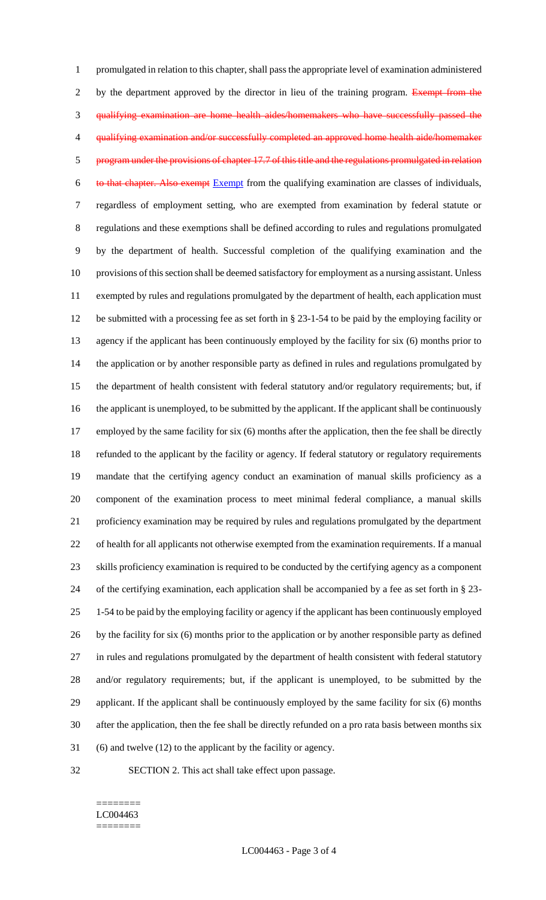promulgated in relation to this chapter, shall pass the appropriate level of examination administered by the department approved by the director in lieu of the training program. ~~Exempt from the qualifying examination are home health aides/homemakers who have successfully passed the qualifying examination and/or successfully completed an approved home health aide/homemaker program under the provisions of chapter 17.7 of this title and the regulations promulgated in relation to that chapter. Also exempt~~ Exempt from the qualifying examination are classes of individuals, regardless of employment setting, who are exempted from examination by federal statute or regulations and these exemptions shall be defined according to rules and regulations promulgated by the department of health. Successful completion of the qualifying examination and the provisions of this section shall be deemed satisfactory for employment as a nursing assistant. Unless exempted by rules and regulations promulgated by the department of health, each application must be submitted with a processing fee as set forth in § 23-1-54 to be paid by the employing facility or agency if the applicant has been continuously employed by the facility for six (6) months prior to the application or by another responsible party as defined in rules and regulations promulgated by the department of health consistent with federal statutory and/or regulatory requirements; but, if the applicant is unemployed, to be submitted by the applicant. If the applicant shall be continuously employed by the same facility for six (6) months after the application, then the fee shall be directly refunded to the applicant by the facility or agency. If federal statutory or regulatory requirements mandate that the certifying agency conduct an examination of manual skills proficiency as a component of the examination process to meet minimal federal compliance, a manual skills proficiency examination may be required by rules and regulations promulgated by the department of health for all applicants not otherwise exempted from the examination requirements. If a manual skills proficiency examination is required to be conducted by the certifying agency as a component of the certifying examination, each application shall be accompanied by a fee as set forth in § 23-1-54 to be paid by the employing facility or agency if the applicant has been continuously employed by the facility for six (6) months prior to the application or by another responsible party as defined in rules and regulations promulgated by the department of health consistent with federal statutory and/or regulatory requirements; but, if the applicant is unemployed, to be submitted by the applicant. If the applicant shall be continuously employed by the same facility for six (6) months after the application, then the fee shall be directly refunded on a pro rata basis between months six (6) and twelve (12) to the applicant by the facility or agency.

SECTION 2. This act shall take effect upon passage.

========
LC004463
========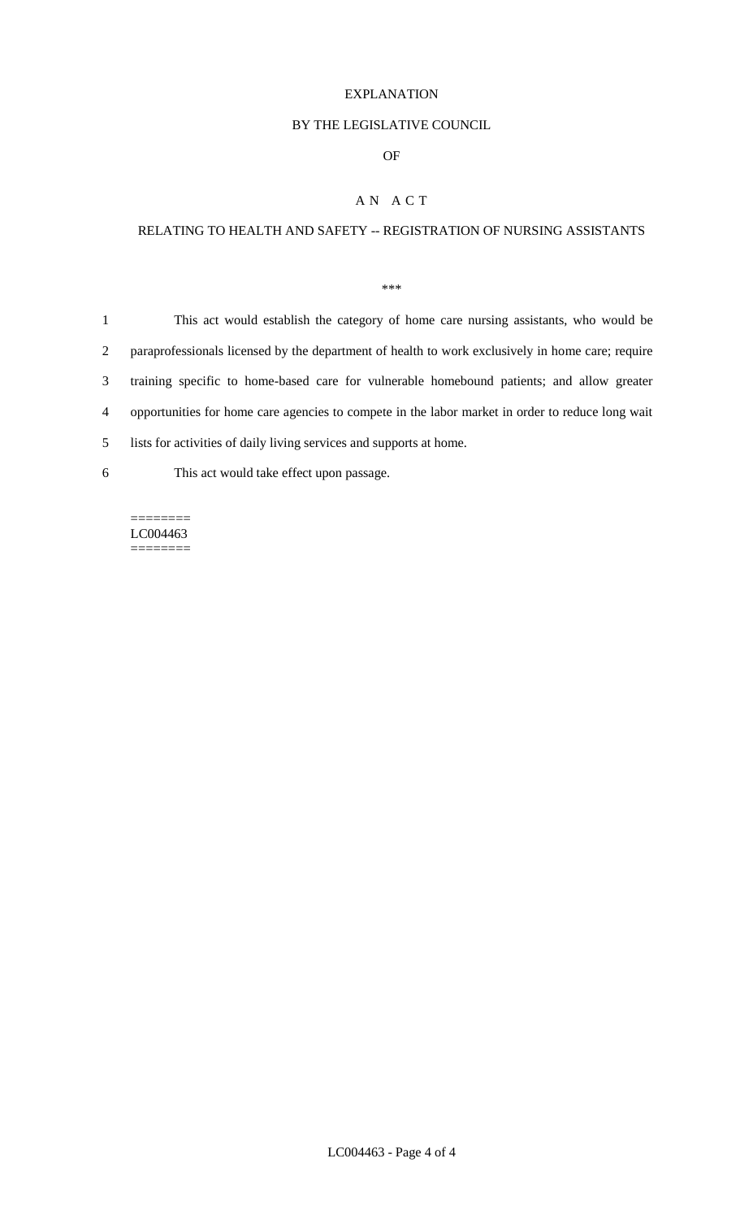EXPLANATION

BY THE LEGISLATIVE COUNCIL

OF

A N A C T

RELATING TO HEALTH AND SAFETY -- REGISTRATION OF NURSING ASSISTANTS

\*\*\*

1 This act would establish the category of home care nursing assistants, who would be
2 paraprofessionals licensed by the department of health to work exclusively in home care; require
3 training specific to home-based care for vulnerable homebound patients; and allow greater
4 opportunities for home care agencies to compete in the labor market in order to reduce long wait
5 lists for activities of daily living services and supports at home.
6 This act would take effect upon passage.

========
LC004463
========